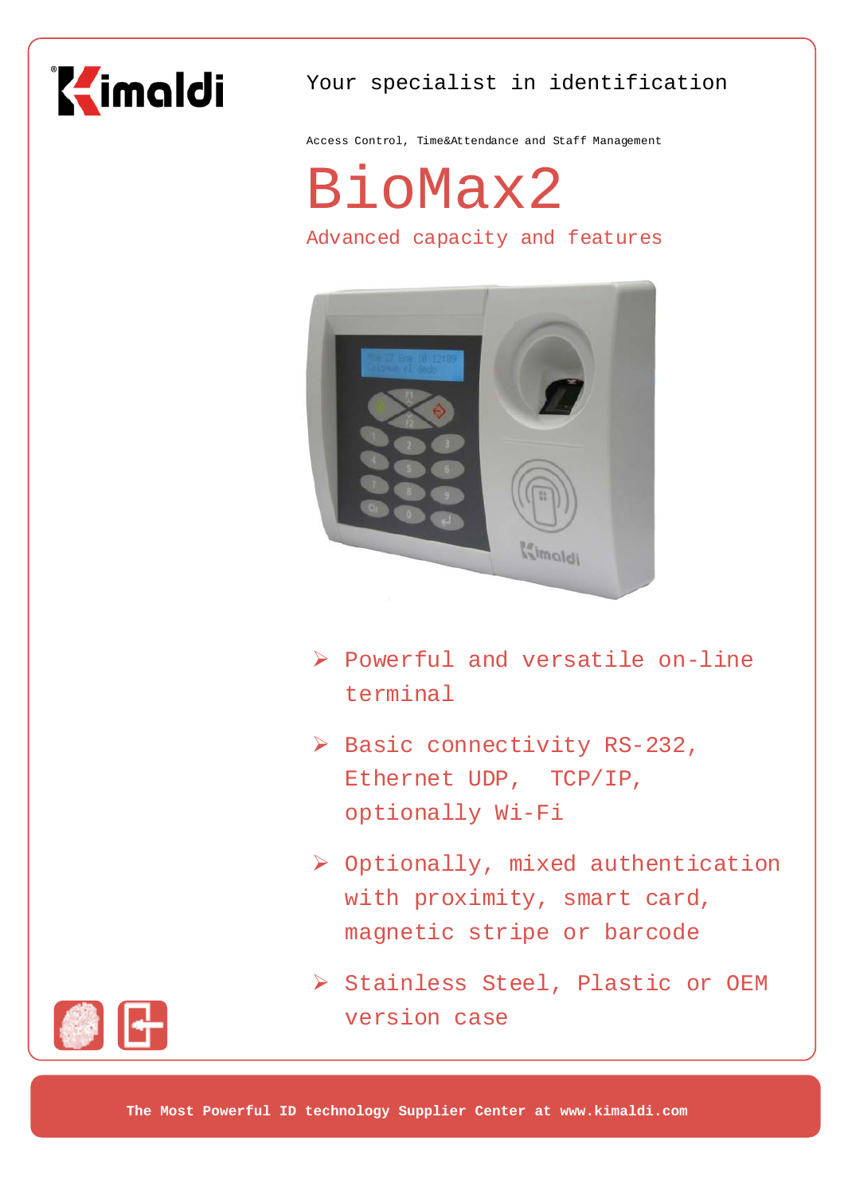Kimaldi

Your specialist in identification

Access Control, Time&Attendance and Staff Management

# BioMax2

## Advanced capacity and features

- Powerful and versatile on-line terminal
- Basic connectivity RS-232, Ethernet UDP, TCP/IP, optionally Wi-Fi
- Optionally, mixed authentication with proximity, smart card, magnetic stripe or barcode
- Stainless Steel, Plastic or OEM version case

**The Most Powerful ID technology Supplier Center at www.kimaldi.com**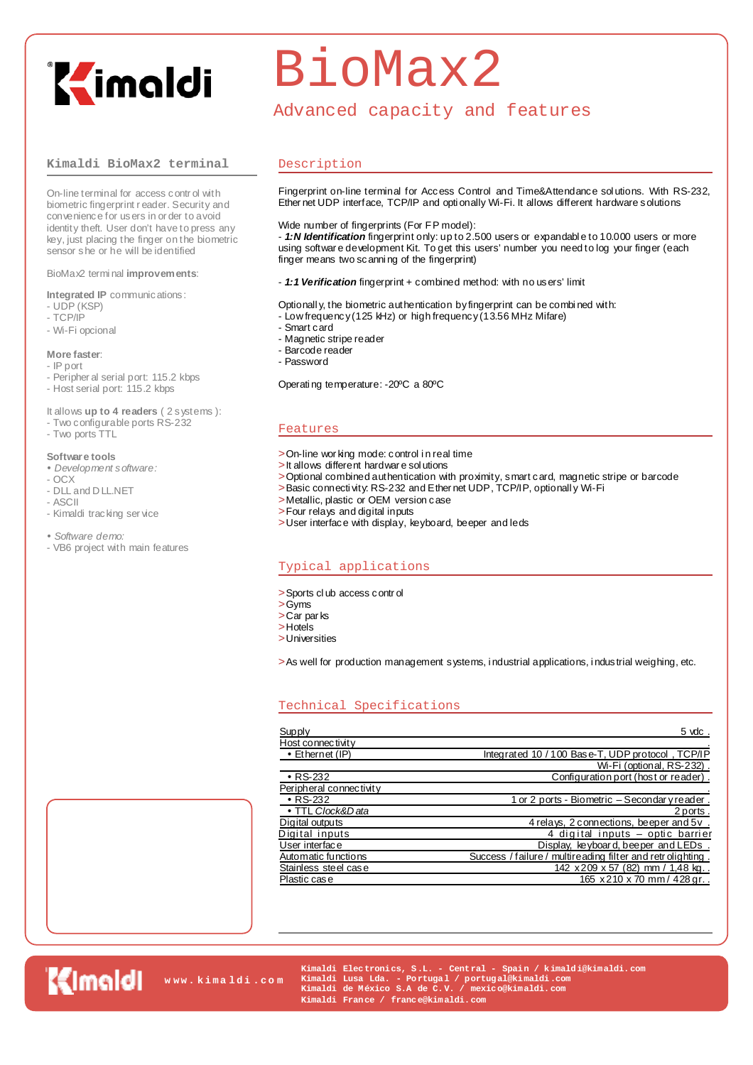# BioMax2

## Advanced capacity and features

### Kimaldi BioMax2 terminal

On-line terminal for access control with biometric fingerprint reader. Security and convenience for users in order to avoid identity theft. User don't have to press any key, just placing the finger on the biometric sensor she or he will be identified

BioMax2 terminal **improvements**:

**Integrated IP** communications:
- UDP (KSP)
- TCP/IP
- Wi-Fi opcional

**More faster**:
- IP port
- Peripheral serial port: 115.2 kbps
- Host serial port: 115.2 kbps

It allows **up to 4 readers** ( 2 systems ):
- Two configurable ports RS-232
- Two ports TTL

**Software tools**
- *Development software:*
- OCX
- DLL and DLL.NET
- ASCII
- Kimaldi tracking service

- *Software demo:*
- VB6 project with main features

### Description

Fingerprint on-line terminal for Access Control and Time&Attendance solutions. With RS-232, Ethernet UDP interface, TCP/IP and optionally Wi-Fi. It allows different hardware solutions

Wide number of fingerprints (For FP model):
- ***1:N Identification*** fingerprint only: up to 2.500 users or expandable to 10.000 users or more using software development Kit. To get this users' number you need to log your finger (each finger means two scanning of the fingerprint)

- ***1:1 Verification*** fingerprint + combined method: with no users' limit

Optionally, the biometric authentication by fingerprint can be combined with:
- Low frequency (125 kHz) or high frequency (13.56 MHz Mifare)
- Smart card
- Magnetic stripe reader
- Barcode reader
- Password

Operating temperature: -20ºC a 80ºC

### Features

> On-line working mode: control in real time
> It allows different hardware solutions
> Optional combined authentication with proximity, smart card, magnetic stripe or barcode
> Basic connectivity: RS-232 and Ethernet UDP, TCP/IP, optionally Wi-Fi
> Metallic, plastic or OEM version case
> Four relays and digital inputs
> User interface with display, keyboard, beeper and leds

### Typical applications

> Sports club access control
> Gyms
> Car parks
> Hotels
> Universities

> As well for production management systems, industrial applications, industrial weighing, etc.

### Technical Specifications

| | |
|---|---|
| Supply | 5 vdc |
| Host connectivity | |
| • Ethernet (IP) | Integrated 10 / 100 Base-T, UDP protocol , TCP/IP |
| | Wi-Fi (optional, RS-232) |
| • RS-232 | Configuration port (host or reader) |
| Peripheral connectivity | |
| • RS-232 | 1 or 2 ports - Biometric – Secondary reader |
| • TTL *Clock&Data* | 2 ports |
| Digital outputs | 4 relays, 2 connections, beeper and 5v |
| Digital inputs | 4 digital inputs – optic barrier |
| User interface | Display, keyboard, beeper and LEDs |
| Automatic functions | Success / failure / multireading filter and retrolighting |
| Stainless steel case | 142 x 209 x 57 (82) mm / 1,48 kg. |
| Plastic case | 165 x 210 x 70 mm / 428 gr. |

Kimaldi www.kimaldi.com

Kimaldi Electronics, S.L. - Central - Spain / kimaldi@kimaldi.com
Kimaldi Lusa Lda. - Portugal / portugal@kimaldi.com
Kimaldi de México S.A de C.V. / mexico@kimaldi.com
Kimaldi France / france@kimaldi.com